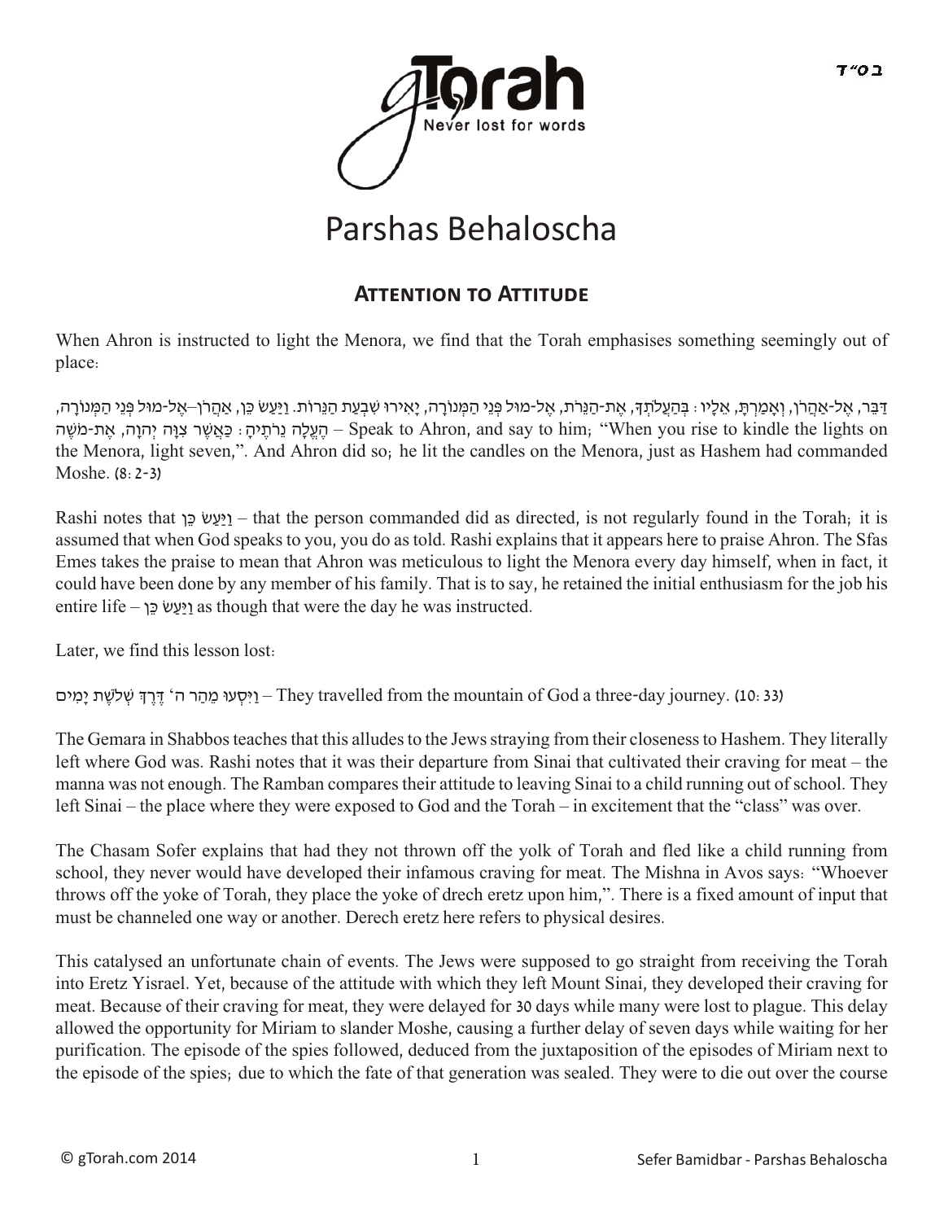# Parshas Behaloscha

## Attention to Attitude

When Ahron is instructed to light the Menora, we find that the Torah emphasises something seemingly out of place:

דַּבֵּר, אֶל-אַהֲרֹן, וְאָמַרְתָּ, אֵלָיו: בְּהַעֲלֹתְךָ, אֶת-הַנֵּרֹת, אֶל-מוּל פְּנֵי הַמְּנוֹרָה, יָאִירוּ שִׁבְעַת הַנֵּרוֹת. וַיַּעַשׂ כֵּן, אַהֲרֹן--אֶל-מוּל פְּנֵי הַמְּנוֹרָה, הֶעֱלָה נֵרֹתֶיהָ: כַּאֲשֶׁר צִוָּה יְהוָה, אֶת-מֹשֶׁה – Speak to Ahron, and say to him; "When you rise to kindle the lights on the Menora, light seven,". And Ahron did so; he lit the candles on the Menora, just as Hashem had commanded Moshe. (8:2-3)

Rashi notes that וַיַּעַשׂ כֵּן – that the person commanded did as directed, is not regularly found in the Torah; it is assumed that when God speaks to you, you do as told. Rashi explains that it appears here to praise Ahron. The Sfas Emes takes the praise to mean that Ahron was meticulous to light the Menora every day himself, when in fact, it could have been done by any member of his family. That is to say, he retained the initial enthusiasm for the job his entire life – וַיַּעַשׂ כֵּן as though that were the day he was instructed.

Later, we find this lesson lost:

וַיִּסְעוּ מֵהַר ה' דֶּרֶךְ שְׁלֹשֶׁת יָמִים – They travelled from the mountain of God a three-day journey. (10:33)

The Gemara in Shabbos teaches that this alludes to the Jews straying from their closeness to Hashem. They literally left where God was. Rashi notes that it was their departure from Sinai that cultivated their craving for meat – the manna was not enough. The Ramban compares their attitude to leaving Sinai to a child running out of school. They left Sinai – the place where they were exposed to God and the Torah – in excitement that the "class" was over.

The Chasam Sofer explains that had they not thrown off the yolk of Torah and fled like a child running from school, they never would have developed their infamous craving for meat. The Mishna in Avos says: "Whoever throws off the yoke of Torah, they place the yoke of drech eretz upon him,". There is a fixed amount of input that must be channeled one way or another. Derech eretz here refers to physical desires.

This catalysed an unfortunate chain of events. The Jews were supposed to go straight from receiving the Torah into Eretz Yisrael. Yet, because of the attitude with which they left Mount Sinai, they developed their craving for meat. Because of their craving for meat, they were delayed for 30 days while many were lost to plague. This delay allowed the opportunity for Miriam to slander Moshe, causing a further delay of seven days while waiting for her purification. The episode of the spies followed, deduced from the juxtaposition of the episodes of Miriam next to the episode of the spies; due to which the fate of that generation was sealed. They were to die out over the course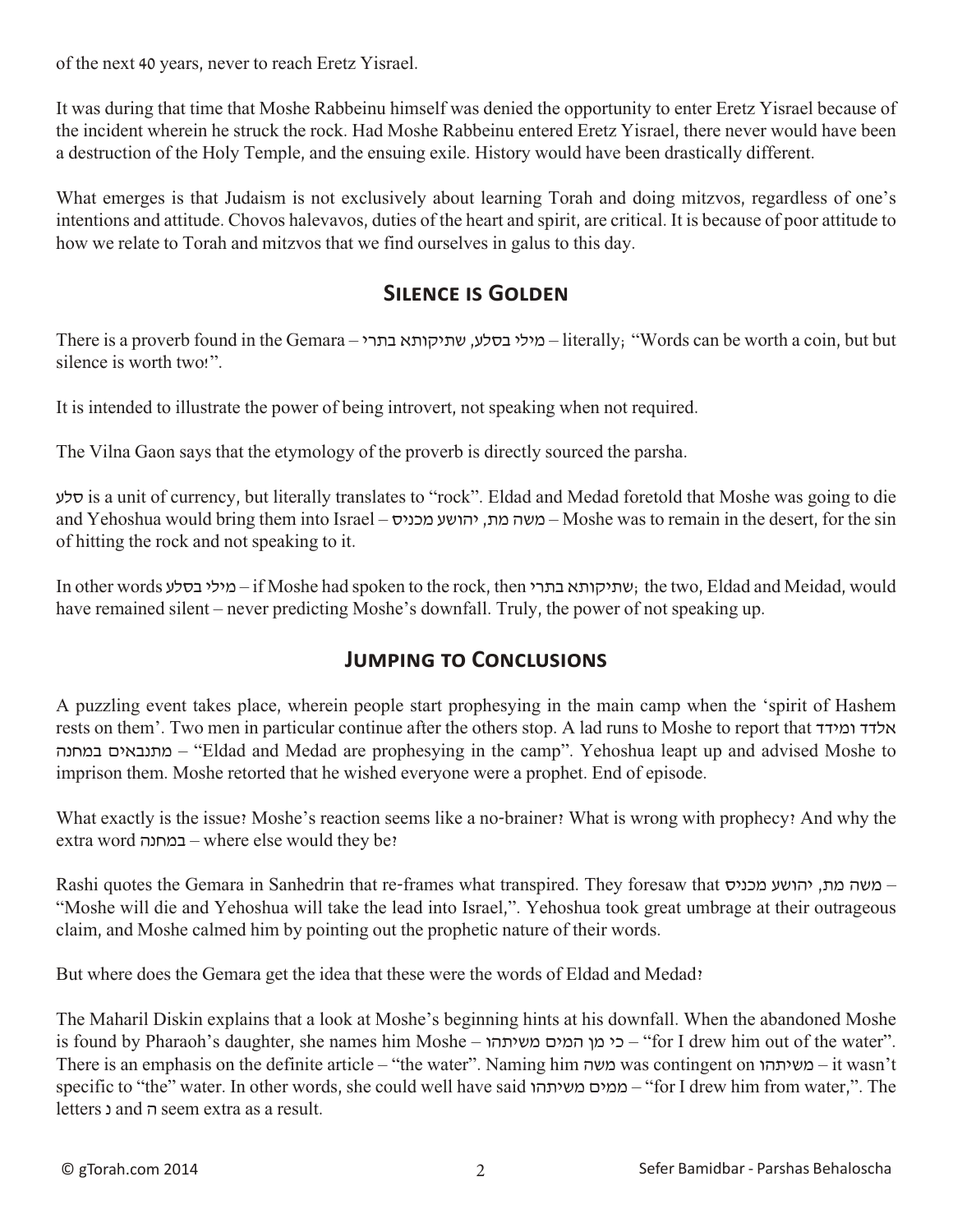of the next 40 years, never to reach Eretz Yisrael.

It was during that time that Moshe Rabbeinu himself was denied the opportunity to enter Eretz Yisrael because of the incident wherein he struck the rock. Had Moshe Rabbeinu entered Eretz Yisrael, there never would have been a destruction of the Holy Temple, and the ensuing exile. History would have been drastically different.

What emerges is that Judaism is not exclusively about learning Torah and doing mitzvos, regardless of one's intentions and attitude. Chovos halevavos, duties of the heart and spirit, are critical. It is because of poor attitude to how we relate to Torah and mitzvos that we find ourselves in galus to this day.

## Silence is Golden

There is a proverb found in the Gemara – מילי בסלע, שתיקותא בתרי – literally; "Words can be worth a coin, but but silence is worth two!".

It is intended to illustrate the power of being introvert, not speaking when not required.

The Vilna Gaon says that the etymology of the proverb is directly sourced the parsha.

סלע is a unit of currency, but literally translates to "rock". Eldad and Medad foretold that Moshe was going to die and Yehoshua would bring them into Israel – משה מת, יהושע מכניס – Moshe was to remain in the desert, for the sin of hitting the rock and not speaking to it.

In other words מילי בסלע – if Moshe had spoken to the rock, then שתיקותא בתרי; the two, Eldad and Meidad, would have remained silent – never predicting Moshe's downfall. Truly, the power of not speaking up.

## Jumping to Conclusions

A puzzling event takes place, wherein people start prophesying in the main camp when the 'spirit of Hashem rests on them'. Two men in particular continue after the others stop. A lad runs to Moshe to report that אלדד ומידד מתנבאים במחנה – "Eldad and Medad are prophesying in the camp". Yehoshua leapt up and advised Moshe to imprison them. Moshe retorted that he wished everyone were a prophet. End of episode.

What exactly is the issue? Moshe's reaction seems like a no-brainer? What is wrong with prophecy? And why the extra word במחנה – where else would they be?

Rashi quotes the Gemara in Sanhedrin that re-frames what transpired. They foresaw that משה מת, יהושע מכניס – "Moshe will die and Yehoshua will take the lead into Israel,". Yehoshua took great umbrage at their outrageous claim, and Moshe calmed him by pointing out the prophetic nature of their words.

But where does the Gemara get the idea that these were the words of Eldad and Medad?

The Maharil Diskin explains that a look at Moshe's beginning hints at his downfall. When the abandoned Moshe is found by Pharaoh's daughter, she names him Moshe – כי מן המים משיתהו – "for I drew him out of the water". There is an emphasis on the definite article – "the water". Naming him משה was contingent on משיתהו – it wasn't specific to "the" water. In other words, she could well have said ממים משיתהו – "for I drew him from water,". The letters נ and ה seem extra as a result.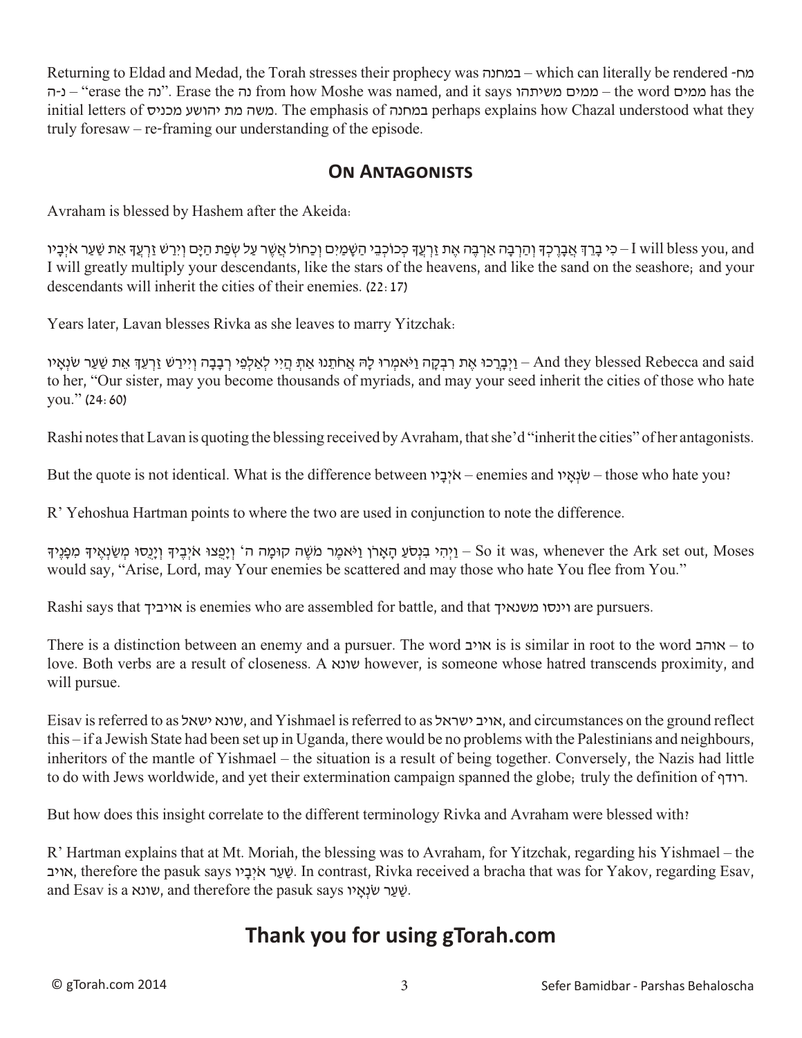Returning to Eldad and Medad, the Torah stresses their prophecy was במחנה – which can literally be rendered מח-נ-ה – "erase the נה". Erase the נה from how Moshe was named, and it says ממים משיתהו – the word ממים has the initial letters of משה מת יהושע מכניס. The emphasis of במחנה perhaps explains how Chazal understood what they truly foresaw – re-framing our understanding of the episode.

## On Antagonists

Avraham is blessed by Hashem after the Akeida:

כִּי בָרֵךְ אֲבָרֶכְךָ וְהַרְבָּה אַרְבֶּה אֶת זַרְעֲךָ כְּכוֹכְבֵי הַשָּׁמַיִם וְכַחוֹל אֲשֶׁר עַל שְׂפַת הַיָּם וְיִרַשׁ זַרְעֲךָ אֵת שַׁעַר אֹיְבָיו – I will bless you, and I will greatly multiply your descendants, like the stars of the heavens, and like the sand on the seashore; and your descendants will inherit the cities of their enemies. (22:17)

Years later, Lavan blesses Rivka as she leaves to marry Yitzchak:

וַיְבָרְכוּ אֶת רִבְקָה וַיֹּאמְרוּ לָהּ אֲחֹתֵנוּ אַתְּ הֲיִי לְאַלְפֵי רְבָבָה וְיִירַשׁ זַרְעֵךְ אֵת שַׁעַר שֹׂנְאָיו – And they blessed Rebecca and said to her, "Our sister, may you become thousands of myriads, and may your seed inherit the cities of those who hate you." (24:60)

Rashi notes that Lavan is quoting the blessing received by Avraham, that she'd "inherit the cities" of her antagonists.

But the quote is not identical. What is the difference between אֹיְבָיו – enemies and שֹׂנְאָיו – those who hate you?

R' Yehoshua Hartman points to where the two are used in conjunction to note the difference.

וַיְהִי בִּנְסֹעַ הָאָרֹן וַיֹּאמֶר מֹשֶׁה קוּמָה ה' וְיָפֻצוּ אֹיְבֶיךָ וְיָנֻסוּ מְשַׂנְאֶיךָ מִפָּנֶיךָ – So it was, whenever the Ark set out, Moses would say, "Arise, Lord, may Your enemies be scattered and may those who hate You flee from You."

Rashi says that אויביך is enemies who are assembled for battle, and that וינסו משנאיך are pursuers.

There is a distinction between an enemy and a pursuer. The word אויב is is similar in root to the word אוהב – to love. Both verbs are a result of closeness. A שונא however, is someone whose hatred transcends proximity, and will pursue.

Eisav is referred to as שונא ישאל, and Yishmael is referred to as אויב ישראל, and circumstances on the ground reflect this – if a Jewish State had been set up in Uganda, there would be no problems with the Palestinians and neighbours, inheritors of the mantle of Yishmael – the situation is a result of being together. Conversely, the Nazis had little to do with Jews worldwide, and yet their extermination campaign spanned the globe; truly the definition of רודף.

But how does this insight correlate to the different terminology Rivka and Avraham were blessed with?

R' Hartman explains that at Mt. Moriah, the blessing was to Avraham, for Yitzchak, regarding his Yishmael – the אויב, therefore the pasuk says שַׁעַר אֹיְבָיו. In contrast, Rivka received a bracha that was for Yakov, regarding Esav, and Esav is a שונא, and therefore the pasuk says שַׁעַר שֹׂנְאָיו.

## Thank you for using gTorah.com